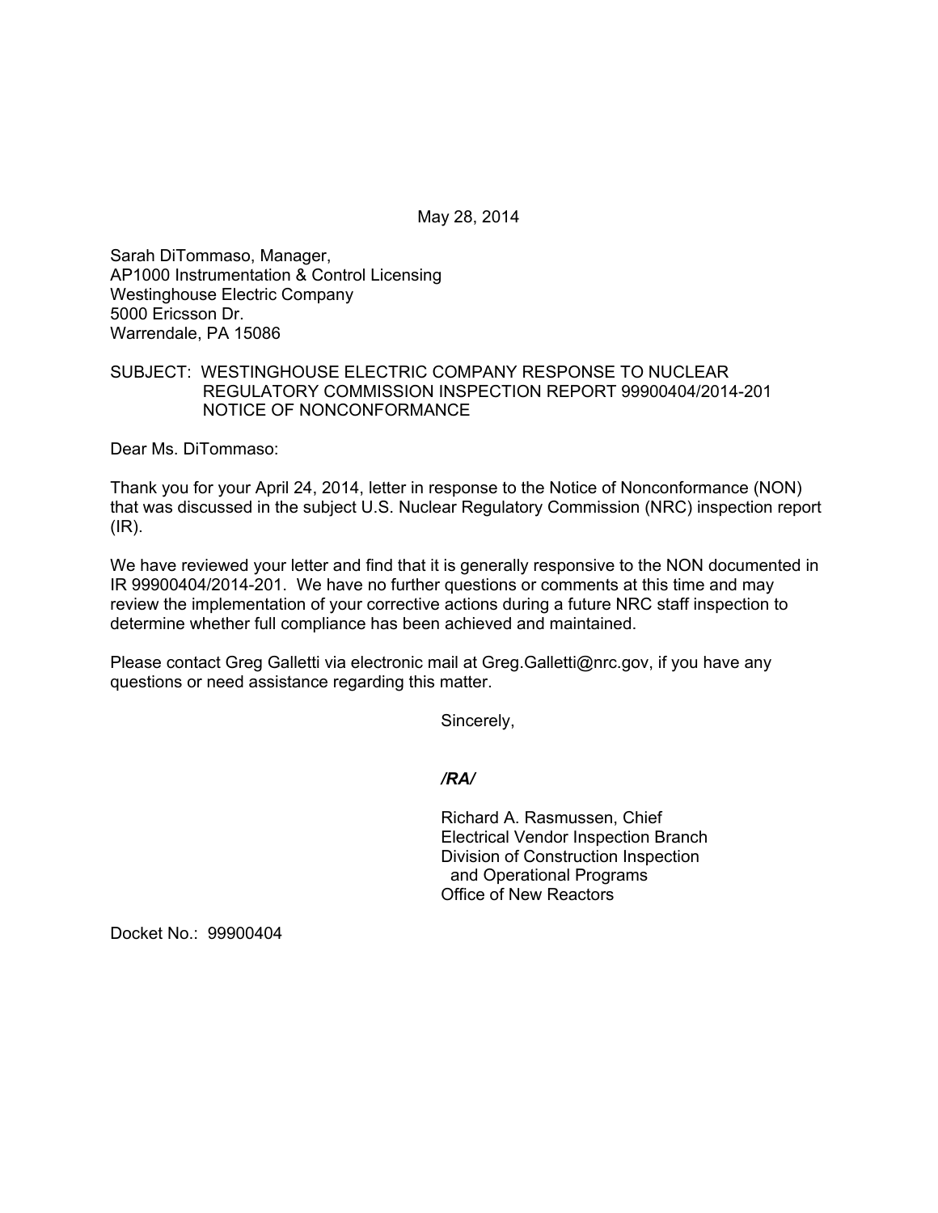May 28, 2014

Sarah DiTommaso, Manager,
AP1000 Instrumentation & Control Licensing
Westinghouse Electric Company
5000 Ericsson Dr.
Warrendale, PA 15086

SUBJECT: WESTINGHOUSE ELECTRIC COMPANY RESPONSE TO NUCLEAR REGULATORY COMMISSION INSPECTION REPORT 99900404/2014-201 NOTICE OF NONCONFORMANCE

Dear Ms. DiTommaso:

Thank you for your April 24, 2014, letter in response to the Notice of Nonconformance (NON) that was discussed in the subject U.S. Nuclear Regulatory Commission (NRC) inspection report (IR).

We have reviewed your letter and find that it is generally responsive to the NON documented in IR 99900404/2014-201. We have no further questions or comments at this time and may review the implementation of your corrective actions during a future NRC staff inspection to determine whether full compliance has been achieved and maintained.

Please contact Greg Galletti via electronic mail at Greg.Galletti@nrc.gov, if you have any questions or need assistance regarding this matter.

Sincerely,

*/RA/*

Richard A. Rasmussen, Chief
Electrical Vendor Inspection Branch
Division of Construction Inspection
and Operational Programs
Office of New Reactors

Docket No.: 99900404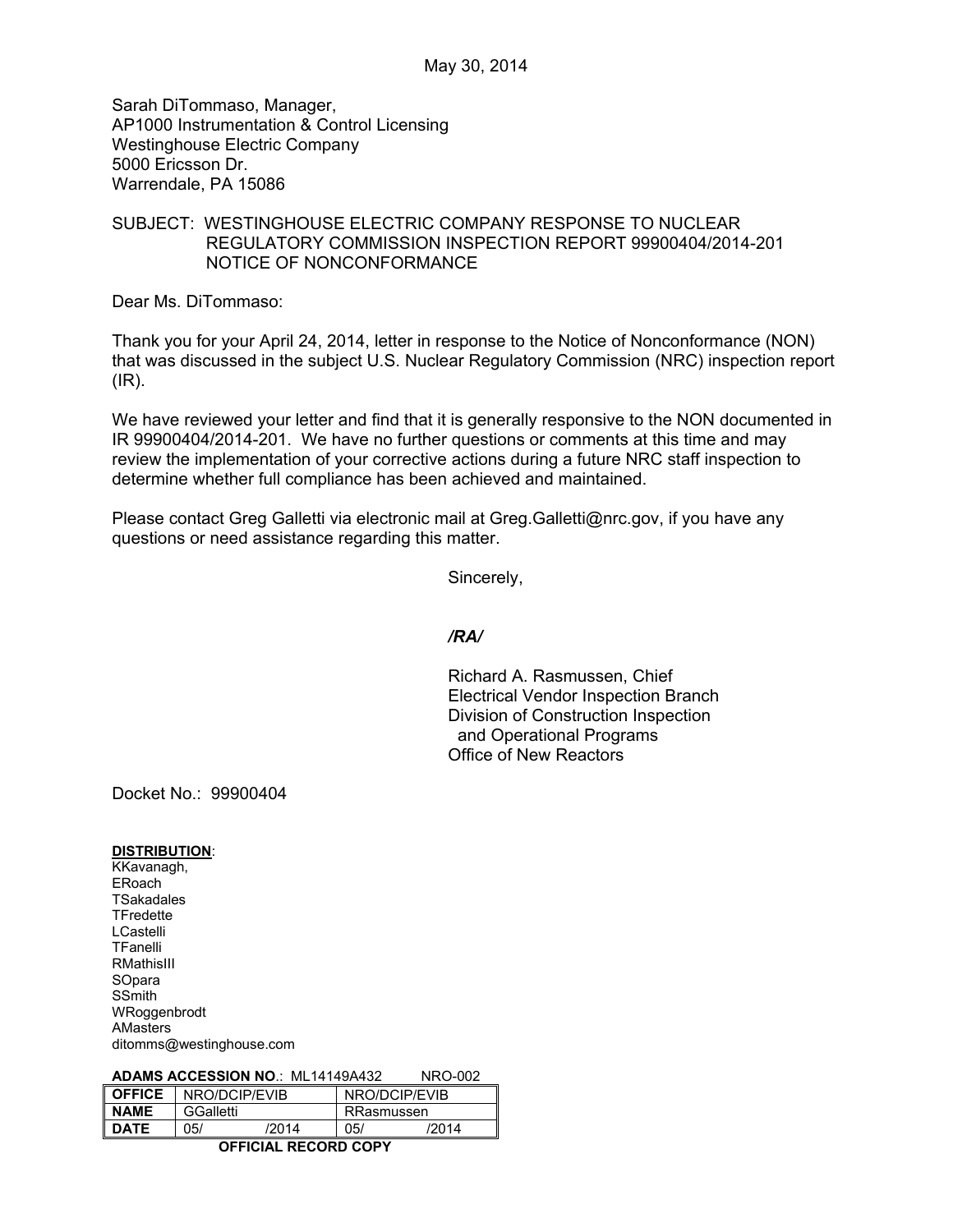May 30, 2014

Sarah DiTommaso, Manager,
AP1000 Instrumentation & Control Licensing
Westinghouse Electric Company
5000 Ericsson Dr.
Warrendale, PA 15086

SUBJECT: WESTINGHOUSE ELECTRIC COMPANY RESPONSE TO NUCLEAR REGULATORY COMMISSION INSPECTION REPORT 99900404/2014-201 NOTICE OF NONCONFORMANCE

Dear Ms. DiTommaso:

Thank you for your April 24, 2014, letter in response to the Notice of Nonconformance (NON) that was discussed in the subject U.S. Nuclear Regulatory Commission (NRC) inspection report (IR).

We have reviewed your letter and find that it is generally responsive to the NON documented in IR 99900404/2014-201. We have no further questions or comments at this time and may review the implementation of your corrective actions during a future NRC staff inspection to determine whether full compliance has been achieved and maintained.

Please contact Greg Galletti via electronic mail at Greg.Galletti@nrc.gov, if you have any questions or need assistance regarding this matter.

Sincerely,

*/RA/*

Richard A. Rasmussen, Chief
Electrical Vendor Inspection Branch
Division of Construction Inspection
and Operational Programs
Office of New Reactors

Docket No.: 99900404

**DISTRIBUTION**:
KKavanagh,
ERoach
TSakadales
TFredette
LCastelli
TFanelli
RMathisIII
SOpara
SSmith
WRoggenbrodt
AMasters
ditomms@westinghouse.com

**ADAMS ACCESSION NO**.: ML14149A432 NRO-002

| | | |
|---|---|---|
| **OFFICE** | NRO/DCIP/EVIB | NRO/DCIP/EVIB |
| **NAME** | GGalletti | RRasmussen |
| **DATE** | 05/ /2014 | 05/ /2014 |

**OFFICIAL RECORD COPY**